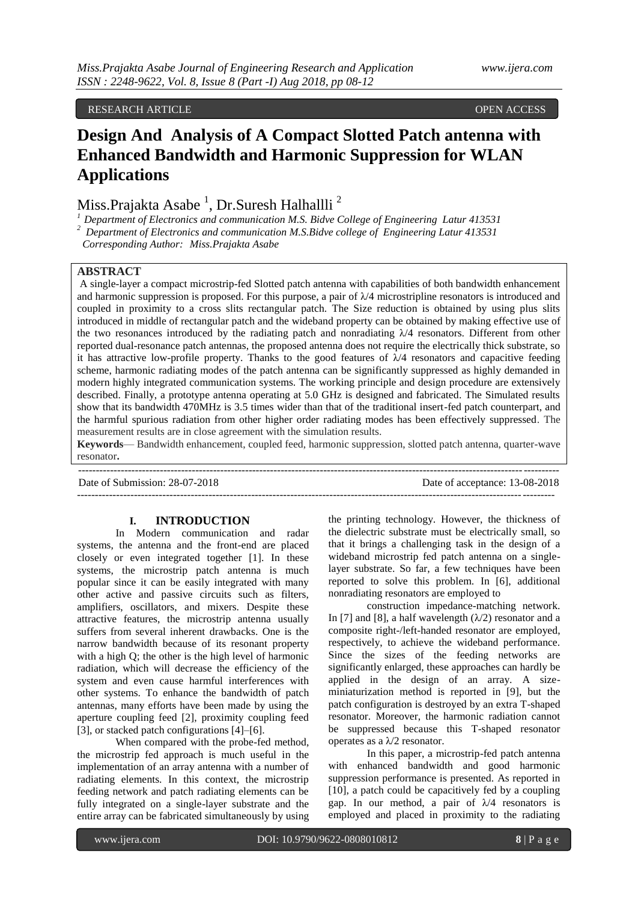RESEARCH ARTICLE OPEN ACCESS

# Design And Analysis of A Compact Slotted Patch antenna with Enhanced Bandwidth and Harmonic Suppression for WLAN Applications

Miss.Prajakta Asabe [1], Dr.Suresh Halhallli [2]

[1] Department of Electronics and communication M.S. Bidve College of Engineering Latur 413531
[2] Department of Electronics and communication M.S.Bidve college of Engineering Latur 413531
Corresponding Author: Miss.Prajakta Asabe

## ABSTRACT

A single-layer a compact microstrip-fed Slotted patch antenna with capabilities of both bandwidth enhancement and harmonic suppression is proposed. For this purpose, a pair of λ/4 microstripline resonators is introduced and coupled in proximity to a cross slits rectangular patch. The Size reduction is obtained by using plus slits introduced in middle of rectangular patch and the wideband property can be obtained by making effective use of the two resonances introduced by the radiating patch and nonradiating λ/4 resonators. Different from other reported dual-resonance patch antennas, the proposed antenna does not require the electrically thick substrate, so it has attractive low-profile property. Thanks to the good features of λ/4 resonators and capacitive feeding scheme, harmonic radiating modes of the patch antenna can be significantly suppressed as highly demanded in modern highly integrated communication systems. The working principle and design procedure are extensively described. Finally, a prototype antenna operating at 5.0 GHz is designed and fabricated. The Simulated results show that its bandwidth 470MHz is 3.5 times wider than that of the traditional insert-fed patch counterpart, and the harmful spurious radiation from other higher order radiating modes has been effectively suppressed. The measurement results are in close agreement with the simulation results.

**Keywords**— Bandwidth enhancement, coupled feed, harmonic suppression, slotted patch antenna, quarter-wave resonator**.**

Date of Submission: 28-07-2018 Date of acceptance: 13-08-2018

## I. INTRODUCTION

In Modern communication and radar systems, the antenna and the front-end are placed closely or even integrated together [1]. In these systems, the microstrip patch antenna is much popular since it can be easily integrated with many other active and passive circuits such as filters, amplifiers, oscillators, and mixers. Despite these attractive features, the microstrip antenna usually suffers from several inherent drawbacks. One is the narrow bandwidth because of its resonant property with a high Q; the other is the high level of harmonic radiation, which will decrease the efficiency of the system and even cause harmful interferences with other systems. To enhance the bandwidth of patch antennas, many efforts have been made by using the aperture coupling feed [2], proximity coupling feed [3], or stacked patch configurations [4]–[6].

When compared with the probe-fed method, the microstrip fed approach is much useful in the implementation of an array antenna with a number of radiating elements. In this context, the microstrip feeding network and patch radiating elements can be fully integrated on a single-layer substrate and the entire array can be fabricated simultaneously by using the printing technology. However, the thickness of the dielectric substrate must be electrically small, so that it brings a challenging task in the design of a wideband microstrip fed patch antenna on a single-layer substrate. So far, a few techniques have been reported to solve this problem. In [6], additional nonradiating resonators are employed to

construction impedance-matching network. In [7] and [8], a half wavelength (λ/2) resonator and a composite right-/left-handed resonator are employed, respectively, to achieve the wideband performance. Since the sizes of the feeding networks are significantly enlarged, these approaches can hardly be applied in the design of an array. A size-miniaturization method is reported in [9], but the patch configuration is destroyed by an extra T-shaped resonator. Moreover, the harmonic radiation cannot be suppressed because this T-shaped resonator operates as a λ/2 resonator.

In this paper, a microstrip-fed patch antenna with enhanced bandwidth and good harmonic suppression performance is presented. As reported in [10], a patch could be capacitively fed by a coupling gap. In our method, a pair of λ/4 resonators is employed and placed in proximity to the radiating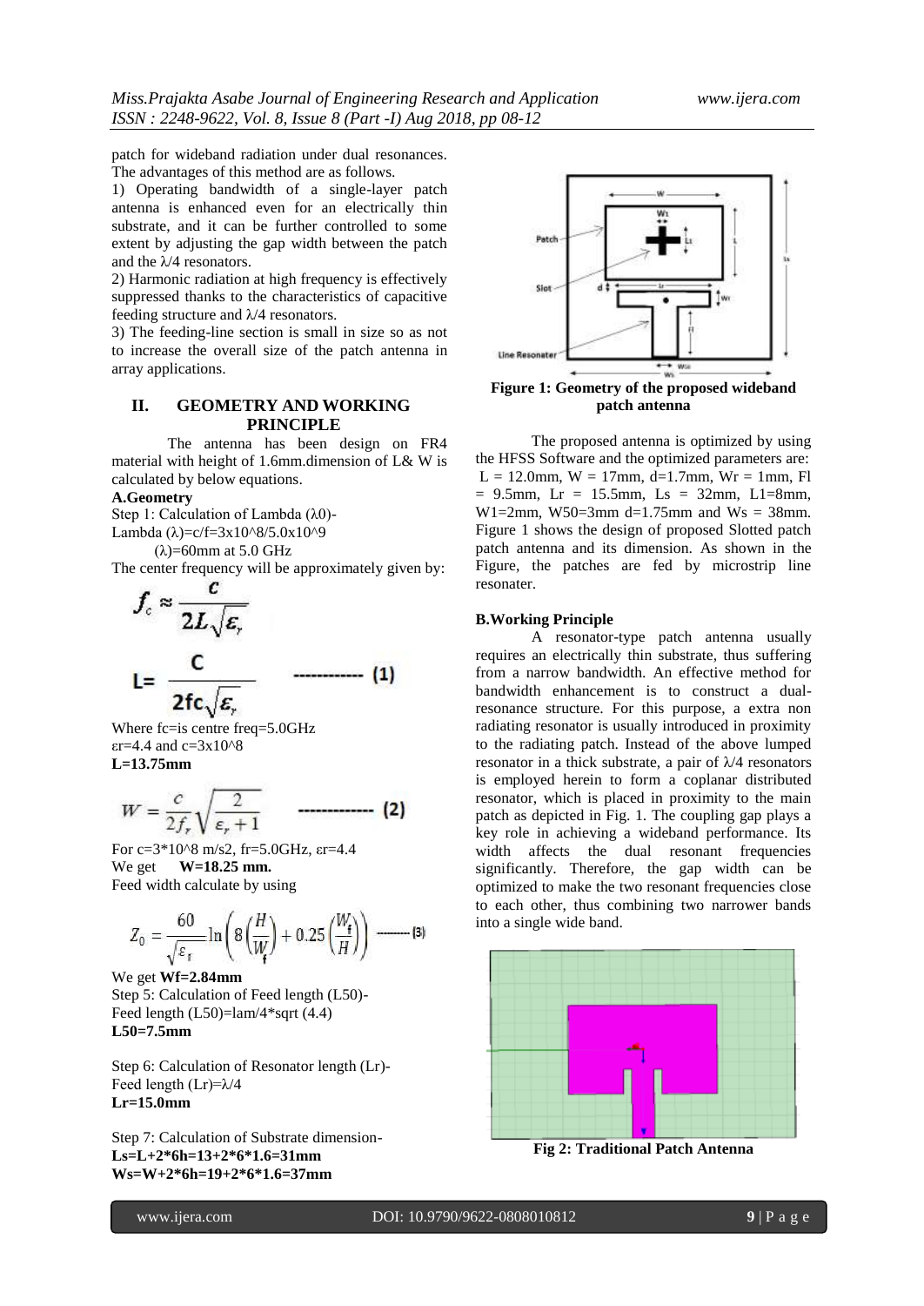patch for wideband radiation under dual resonances. The advantages of this method are as follows.

1) Operating bandwidth of a single-layer patch antenna is enhanced even for an electrically thin substrate, and it can be further controlled to some extent by adjusting the gap width between the patch and the $\lambda/4$ resonators.

2) Harmonic radiation at high frequency is effectively suppressed thanks to the characteristics of capacitive feeding structure and $\lambda/4$ resonators.

3) The feeding-line section is small in size so as not to increase the overall size of the patch antenna in array applications.

## II. GEOMETRY AND WORKING PRINCIPLE

The antenna has been design on FR4 material with height of 1.6mm.dimension of L& W is calculated by below equations.

### A.Geometry

Step 1: Calculation of Lambda ($\lambda 0$)-

Lambda ($\lambda$)=c/f=3x10^8/5.0x10^9

($\lambda$)=60mm at 5.0 GHz

The center frequency will be approximately given by:

$$f_c \approx \frac{c}{2L\sqrt{\varepsilon_r}}$$

$$L = \frac{C}{2fc\sqrt{\varepsilon_r}} \quad \text{------------ (1)}$$

Where fc=is centre freq=5.0GHz

$\varepsilon r$=4.4 and c=3x10^8

**L=13.75mm**

$$W = \frac{c}{2f_r}\sqrt{\frac{2}{\varepsilon_r + 1}} \quad \text{------------ (2)}$$

For c=3*10^8 m/s2, fr=5.0GHz, $\varepsilon r$=4.4

We get **W=18.25 mm.**

Feed width calculate by using

$$Z_0 = \frac{60}{\sqrt{\varepsilon_r}} \ln\left(8\left(\frac{H}{W_f}\right) + 0.25\left(\frac{W_f}{H}\right)\right) \quad \text{-------- (3)}$$

We get **Wf=2.84mm**

Step 5: Calculation of Feed length (L50)-

Feed length (L50)=lam/4*sqrt (4.4)

**L50=7.5mm**

Step 6: Calculation of Resonator length (Lr)-

Feed length (Lr)=$\lambda/4$

**Lr=15.0mm**

Step 7: Calculation of Substrate dimension-

**Ls=L+2*6h=13+2*6*1.6=31mm**

**Ws=W+2*6h=19+2*6*1.6=37mm**

**Figure 1: Geometry of the proposed wideband patch antenna**

The proposed antenna is optimized by using the HFSS Software and the optimized parameters are: L = 12.0mm, W = 17mm, d=1.7mm, Wr = 1mm, Fl = 9.5mm, Lr = 15.5mm, Ls = 32mm, L1=8mm, W1=2mm, W50=3mm d=1.75mm and Ws = 38mm. Figure 1 shows the design of proposed Slotted patch patch antenna and its dimension. As shown in the Figure, the patches are fed by microstrip line resonater.

### B.Working Principle

A resonator-type patch antenna usually requires an electrically thin substrate, thus suffering from a narrow bandwidth. An effective method for bandwidth enhancement is to construct a dual-resonance structure. For this purpose, a extra non radiating resonator is usually introduced in proximity to the radiating patch. Instead of the above lumped resonator in a thick substrate, a pair of $\lambda/4$ resonators is employed herein to form a coplanar distributed resonator, which is placed in proximity to the main patch as depicted in Fig. 1. The coupling gap plays a key role in achieving a wideband performance. Its width affects the dual resonant frequencies significantly. Therefore, the gap width can be optimized to make the two resonant frequencies close to each other, thus combining two narrower bands into a single wide band.

**Fig 2: Traditional Patch Antenna**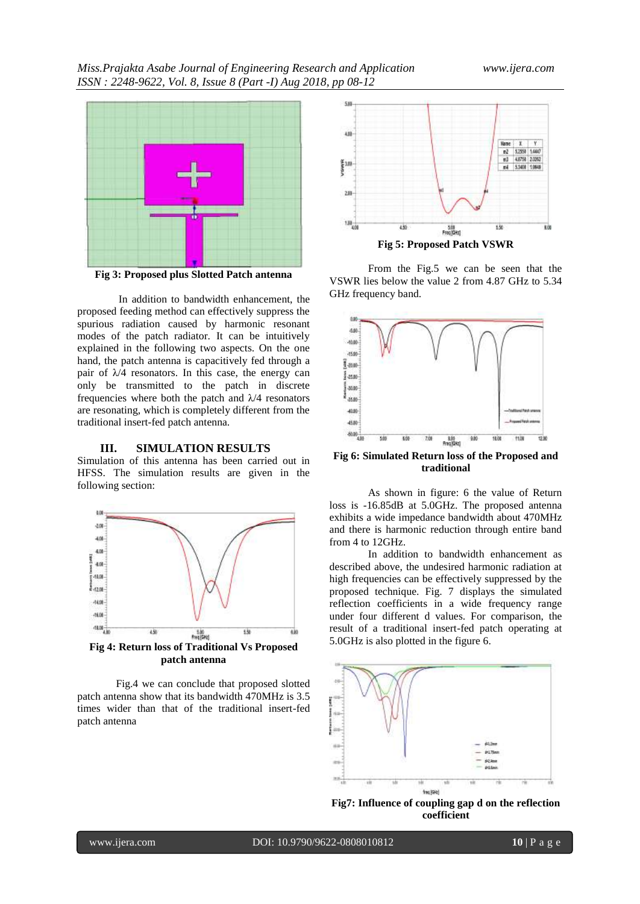Fig 3: Proposed plus Slotted Patch antenna

In addition to bandwidth enhancement, the proposed feeding method can effectively suppress the spurious radiation caused by harmonic resonant modes of the patch radiator. It can be intuitively explained in the following two aspects. On the one hand, the patch antenna is capacitively fed through a pair of λ/4 resonators. In this case, the energy can only be transmitted to the patch in discrete frequencies where both the patch and λ/4 resonators are resonating, which is completely different from the traditional insert-fed patch antenna.

## III. SIMULATION RESULTS

Simulation of this antenna has been carried out in HFSS. The simulation results are given in the following section:

**Fig 4: Return loss of Traditional Vs Proposed patch antenna**

Fig.4 we can conclude that proposed slotted patch antenna show that its bandwidth 470MHz is 3.5 times wider than that of the traditional insert-fed patch antenna

| Name | X | Y |
|---|---|---|
| m2 | 5.2550 | 1.4447 |
| m3 | 4.8750 | 2.0262 |
| m4 | 5.3400 | 1.9848 |

**Fig 5: Proposed Patch VSWR**

From the Fig.5 we can be seen that the VSWR lies below the value 2 from 4.87 GHz to 5.34 GHz frequency band.

**Fig 6: Simulated Return loss of the Proposed and traditional**

As shown in figure: 6 the value of Return loss is -16.85dB at 5.0GHz. The proposed antenna exhibits a wide impedance bandwidth about 470MHz and there is harmonic reduction through entire band from 4 to 12GHz.

In addition to bandwidth enhancement as described above, the undesired harmonic radiation at high frequencies can be effectively suppressed by the proposed technique. Fig. 7 displays the simulated reflection coefficients in a wide frequency range under four different d values. For comparison, the result of a traditional insert-fed patch operating at 5.0GHz is also plotted in the figure 6.

**Fig7: Influence of coupling gap d on the reflection coefficient**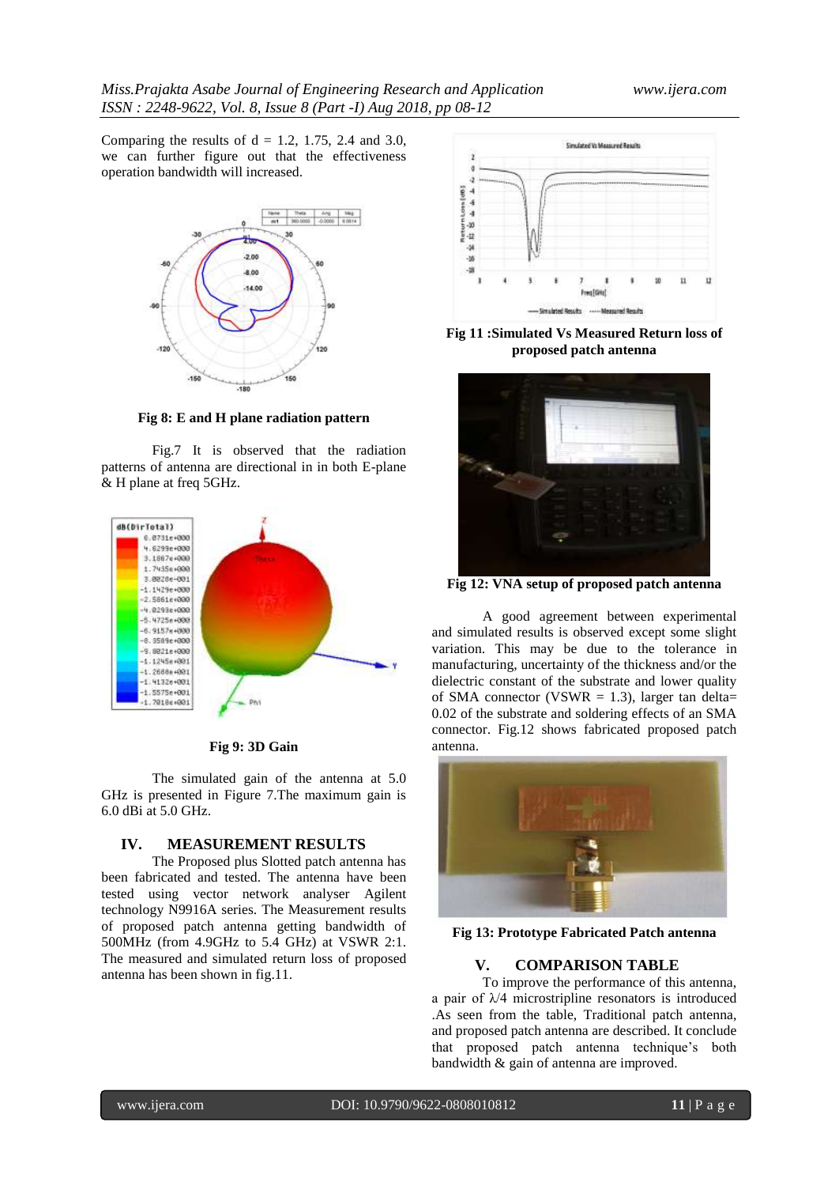Comparing the results of d = 1.2, 1.75, 2.4 and 3.0, we can further figure out that the effectiveness operation bandwidth will increased.

**Fig 8: E and H plane radiation pattern**

Fig.7 It is observed that the radiation patterns of antenna are directional in in both E-plane & H plane at freq 5GHz.

**Fig 9: 3D Gain**

The simulated gain of the antenna at 5.0 GHz is presented in Figure 7.The maximum gain is 6.0 dBi at 5.0 GHz.

## IV. MEASUREMENT RESULTS

The Proposed plus Slotted patch antenna has been fabricated and tested. The antenna have been tested using vector network analyser Agilent technology N9916A series. The Measurement results of proposed patch antenna getting bandwidth of 500MHz (from 4.9GHz to 5.4 GHz) at VSWR 2:1. The measured and simulated return loss of proposed antenna has been shown in fig.11.

**Fig 11 :Simulated Vs Measured Return loss of proposed patch antenna**

**Fig 12: VNA setup of proposed patch antenna**

A good agreement between experimental and simulated results is observed except some slight variation. This may be due to the tolerance in manufacturing, uncertainty of the thickness and/or the dielectric constant of the substrate and lower quality of SMA connector (VSWR = 1.3), larger tan delta= 0.02 of the substrate and soldering effects of an SMA connector. Fig.12 shows fabricated proposed patch antenna.

**Fig 13: Prototype Fabricated Patch antenna**

## V. COMPARISON TABLE

To improve the performance of this antenna, a pair of $\lambda/4$ microstripline resonators is introduced .As seen from the table, Traditional patch antenna, and proposed patch antenna are described. It conclude that proposed patch antenna technique's both bandwidth & gain of antenna are improved.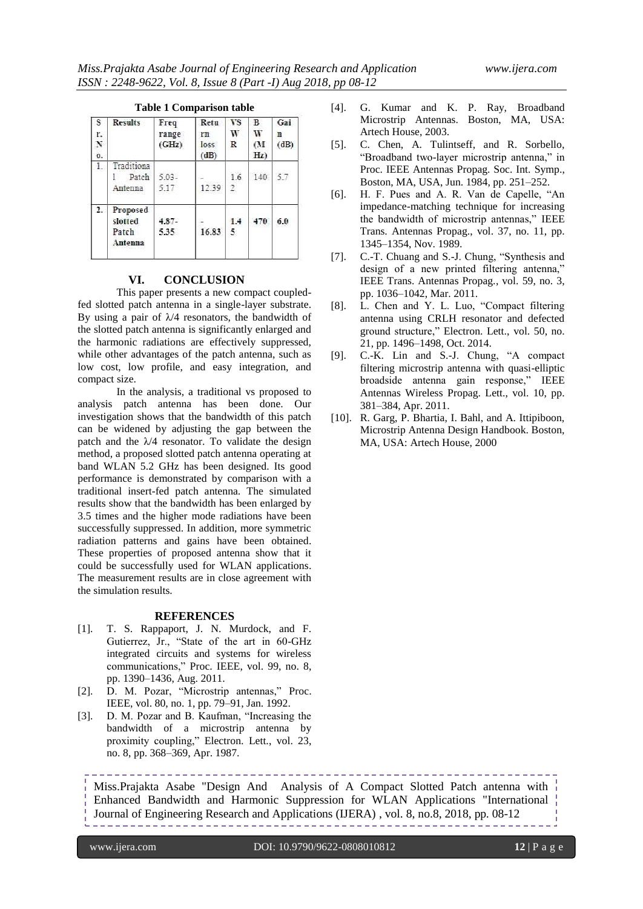**Table 1 Comparison table**

| Sr. No. | Results | Freq range (GHz) | Return loss (dB) | VSWR | BW (MHz) | Gain (dB) |
|---|---|---|---|---|---|---|
| 1. | Traditional Patch Antenna | 5.03-5.17 | -12.39 | 1.62 | 140 | 5.7 |
| **2.** | **Proposed slotted Patch Antenna** | **4.87-5.35** | **-16.83** | **1.45** | **470** | **6.0** |

## VI. CONCLUSION

This paper presents a new compact coupled-fed slotted patch antenna in a single-layer substrate. By using a pair of $\lambda/4$ resonators, the bandwidth of the slotted patch antenna is significantly enlarged and the harmonic radiations are effectively suppressed, while other advantages of the patch antenna, such as low cost, low profile, and easy integration, and compact size.

In the analysis, a traditional vs proposed to analysis patch antenna has been done. Our investigation shows that the bandwidth of this patch can be widened by adjusting the gap between the patch and the $\lambda/4$ resonator. To validate the design method, a proposed slotted patch antenna operating at band WLAN 5.2 GHz has been designed. Its good performance is demonstrated by comparison with a traditional insert-fed patch antenna. The simulated results show that the bandwidth has been enlarged by 3.5 times and the higher mode radiations have been successfully suppressed. In addition, more symmetric radiation patterns and gains have been obtained. These properties of proposed antenna show that it could be successfully used for WLAN applications. The measurement results are in close agreement with the simulation results.

## REFERENCES

[1]. T. S. Rappaport, J. N. Murdock, and F. Gutierrez, Jr., "State of the art in 60-GHz integrated circuits and systems for wireless communications," Proc. IEEE, vol. 99, no. 8, pp. 1390–1436, Aug. 2011.

[2]. D. M. Pozar, "Microstrip antennas," Proc. IEEE, vol. 80, no. 1, pp. 79–91, Jan. 1992.

[3]. D. M. Pozar and B. Kaufman, "Increasing the bandwidth of a microstrip antenna by proximity coupling," Electron. Lett., vol. 23, no. 8, pp. 368–369, Apr. 1987.

[4]. G. Kumar and K. P. Ray, Broadband Microstrip Antennas. Boston, MA, USA: Artech House, 2003.

[5]. C. Chen, A. Tulintseff, and R. Sorbello, "Broadband two-layer microstrip antenna," in Proc. IEEE Antennas Propag. Soc. Int. Symp., Boston, MA, USA, Jun. 1984, pp. 251–252.

[6]. H. F. Pues and A. R. Van de Capelle, "An impedance-matching technique for increasing the bandwidth of microstrip antennas," IEEE Trans. Antennas Propag., vol. 37, no. 11, pp. 1345–1354, Nov. 1989.

[7]. C.-T. Chuang and S.-J. Chung, "Synthesis and design of a new printed filtering antenna," IEEE Trans. Antennas Propag., vol. 59, no. 3, pp. 1036–1042, Mar. 2011.

[8]. L. Chen and Y. L. Luo, "Compact filtering antenna using CRLH resonator and defected ground structure," Electron. Lett., vol. 50, no. 21, pp. 1496–1498, Oct. 2014.

[9]. C.-K. Lin and S.-J. Chung, "A compact filtering microstrip antenna with quasi-elliptic broadside antenna gain response," IEEE Antennas Wireless Propag. Lett., vol. 10, pp. 381–384, Apr. 2011.

[10]. R. Garg, P. Bhartia, I. Bahl, and A. Ittipiboon, Microstrip Antenna Design Handbook. Boston, MA, USA: Artech House, 2000

Miss.Prajakta Asabe "Design And Analysis of A Compact Slotted Patch antenna with Enhanced Bandwidth and Harmonic Suppression for WLAN Applications "International Journal of Engineering Research and Applications (IJERA) , vol. 8, no.8, 2018, pp. 08-12